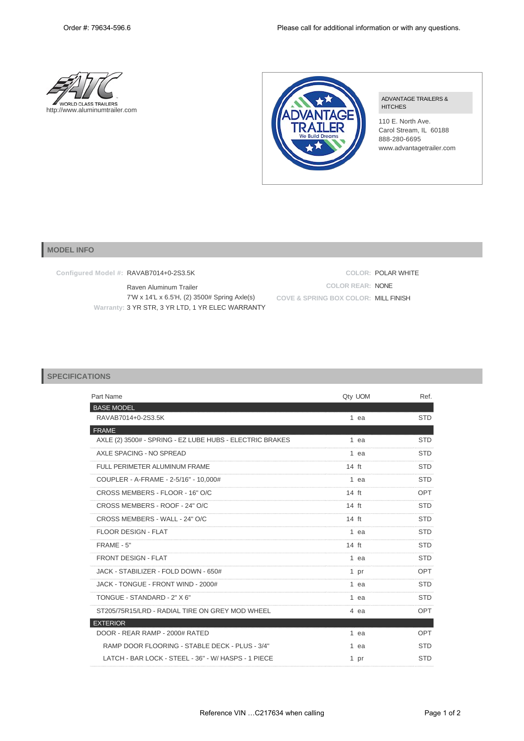Order #: 79634-596.6

Please call for additional information or with any questions.

WORLD CLASS TRAILERS
http://www.aluminumtrailer.com

ADVANTAGE TRAILERS & HITCHES

110 E. North Ave.
Carol Stream, IL 60188
888-280-6695
www.advantagetrailer.com

## MODEL INFO

**Configured Model #:** RAVAB7014+0-2S3.5K

Raven Aluminum Trailer
7'W x 14'L x 6.5'H, (2) 3500# Spring Axle(s)

**Warranty:** 3 YR STR, 3 YR LTD, 1 YR ELEC WARRANTY

**COLOR:** POLAR WHITE
**COLOR REAR:** NONE
**COVE & SPRING BOX COLOR:** MILL FINISH

## SPECIFICATIONS

| Part Name | Qty | UOM | Ref. |
|---|---|---|---|
| **BASE MODEL** | | | |
| RAVAB7014+0-2S3.5K | 1 | ea | STD |
| **FRAME** | | | |
| AXLE (2) 3500# - SPRING - EZ LUBE HUBS - ELECTRIC BRAKES | 1 | ea | STD |
| AXLE SPACING - NO SPREAD | 1 | ea | STD |
| FULL PERIMETER ALUMINUM FRAME | 14 | ft | STD |
| COUPLER - A-FRAME - 2-5/16" - 10,000# | 1 | ea | STD |
| CROSS MEMBERS - FLOOR - 16" O/C | 14 | ft | OPT |
| CROSS MEMBERS - ROOF - 24" O/C | 14 | ft | STD |
| CROSS MEMBERS - WALL - 24" O/C | 14 | ft | STD |
| FLOOR DESIGN - FLAT | 1 | ea | STD |
| FRAME - 5" | 14 | ft | STD |
| FRONT DESIGN - FLAT | 1 | ea | STD |
| JACK - STABILIZER - FOLD DOWN - 650# | 1 | pr | OPT |
| JACK - TONGUE - FRONT WIND - 2000# | 1 | ea | STD |
| TONGUE - STANDARD - 2" X 6" | 1 | ea | STD |
| ST205/75R15/LRD - RADIAL TIRE ON GREY MOD WHEEL | 4 | ea | OPT |
| **EXTERIOR** | | | |
| DOOR - REAR RAMP - 2000# RATED | 1 | ea | OPT |
| RAMP DOOR FLOORING - STABLE DECK - PLUS - 3/4" | 1 | ea | STD |
| LATCH - BAR LOCK - STEEL - 36" - W/ HASPS - 1 PIECE | 1 | pr | STD |

Reference VIN …C217634 when calling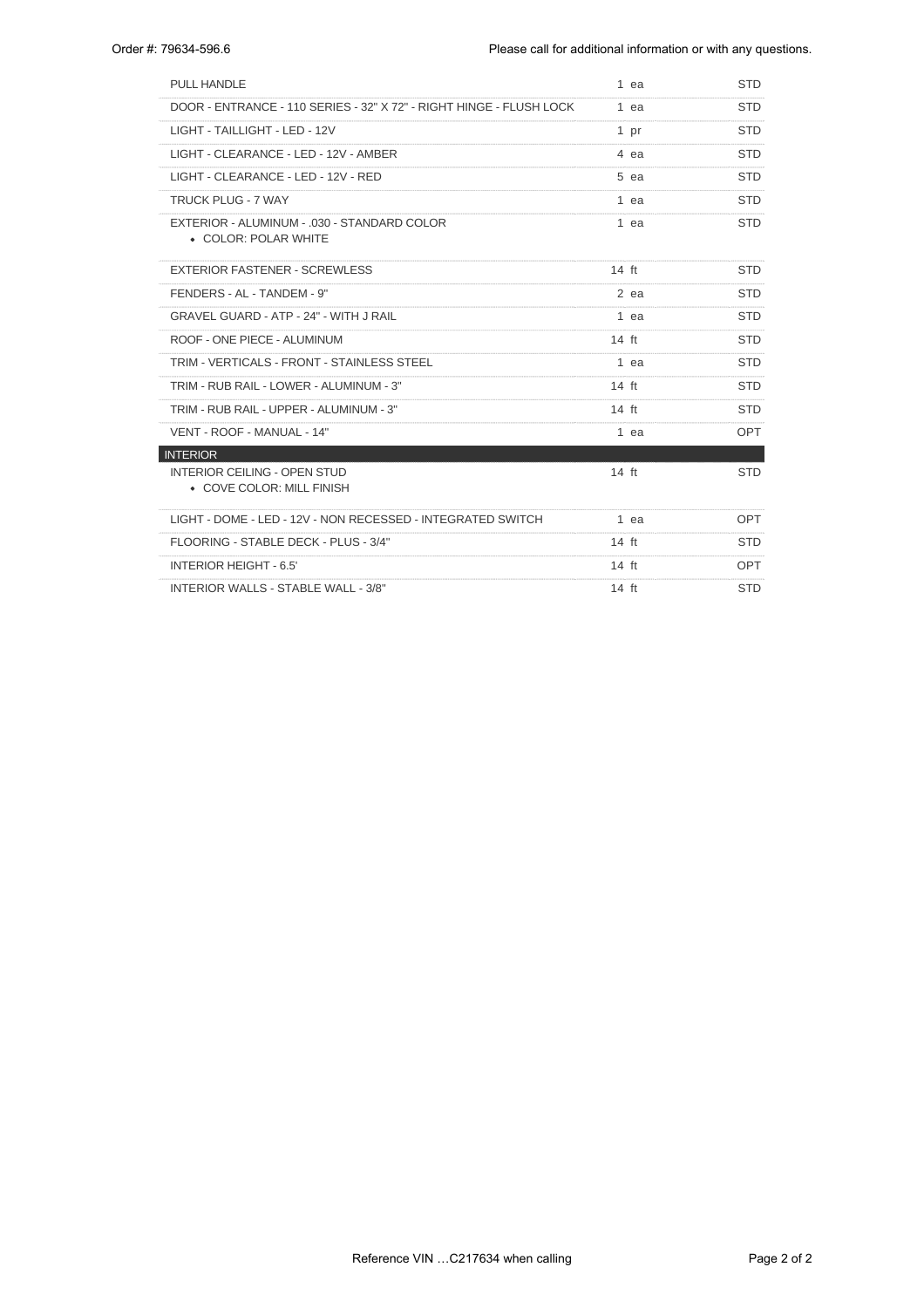| | | |
|---|---|---|
| PULL HANDLE | 1 ea | STD |
| DOOR - ENTRANCE - 110 SERIES - 32" X 72" - RIGHT HINGE - FLUSH LOCK | 1 ea | STD |
| LIGHT - TAILLIGHT - LED - 12V | 1 pr | STD |
| LIGHT - CLEARANCE - LED - 12V - AMBER | 4 ea | STD |
| LIGHT - CLEARANCE - LED - 12V - RED | 5 ea | STD |
| TRUCK PLUG - 7 WAY | 1 ea | STD |
| EXTERIOR - ALUMINUM - .030 - STANDARD COLOR<br>• COLOR: POLAR WHITE | 1 ea | STD |
| EXTERIOR FASTENER - SCREWLESS | 14 ft | STD |
| FENDERS - AL - TANDEM - 9" | 2 ea | STD |
| GRAVEL GUARD - ATP - 24" - WITH J RAIL | 1 ea | STD |
| ROOF - ONE PIECE - ALUMINUM | 14 ft | STD |
| TRIM - VERTICALS - FRONT - STAINLESS STEEL | 1 ea | STD |
| TRIM - RUB RAIL - LOWER - ALUMINUM - 3" | 14 ft | STD |
| TRIM - RUB RAIL - UPPER - ALUMINUM - 3" | 14 ft | STD |
| VENT - ROOF - MANUAL - 14" | 1 ea | OPT |
| **INTERIOR** | | |
| INTERIOR CEILING - OPEN STUD<br>• COVE COLOR: MILL FINISH | 14 ft | STD |
| LIGHT - DOME - LED - 12V - NON RECESSED - INTEGRATED SWITCH | 1 ea | OPT |
| FLOORING - STABLE DECK - PLUS - 3/4" | 14 ft | STD |
| INTERIOR HEIGHT - 6.5' | 14 ft | OPT |
| INTERIOR WALLS - STABLE WALL - 3/8" | 14 ft | STD |